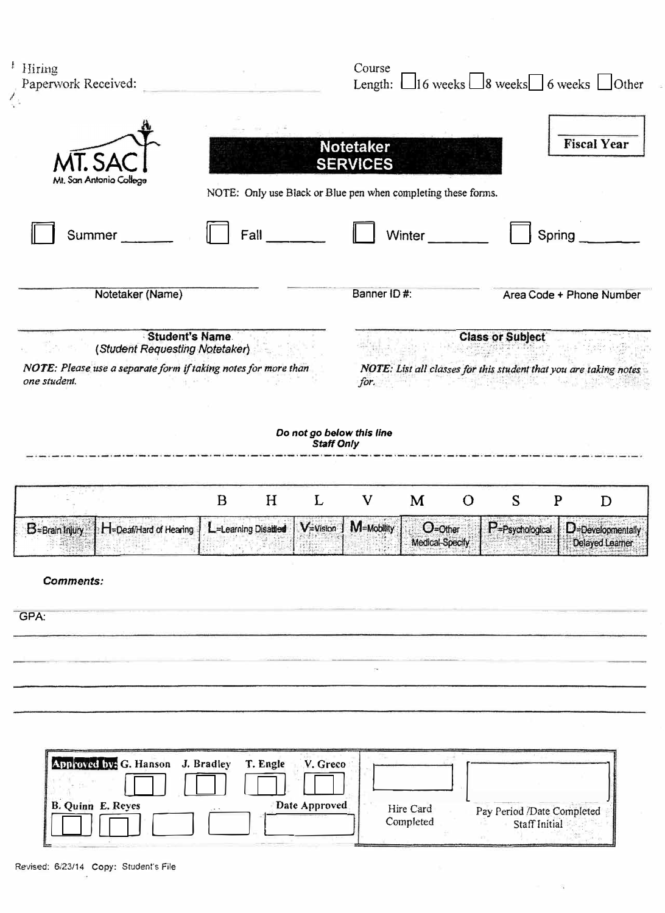Hiring Paperwork Received: ____________

Course Length: ☐ 16 weeks ☐ 8 weeks ☐ 6 weeks ☐ Other

**Fiscal Year** ____________

MT. SAC
Mt. San Antonio College

# Notetaker SERVICES

NOTE: Only use Black or Blue pen when completing these forms.

☐ Summer ______ ☐ Fall ______ ☐ Winter ______ ☐ Spring ______

____________ Notetaker (Name)

____________ Banner ID #:

____________ Area Code + Phone Number

____________ **Student's Name** (*Student Requesting Notetaker*)

*NOTE: Please use a separate form if taking notes for more than one student.*

____________ **Class or Subject**

*NOTE: List all classes for this student that you are taking notes for.*

***Do not go below this line***
***Staff Only***

---

| | | B | H | L | V | M | O | S | P | D |
|---|---|---|---|---|---|---|---|---|---|---|

| B=Brain Injury | H=Deaf/Hard of Hearing | L=Learning Disabled | V=Vision | M=Mobility | O=Other Medical-Specify | P=Psychological | D=Developmentally Delayed Learner |
|---|---|---|---|---|---|---|---|

***Comments:***

GPA: ____________

____________

____________

____________

____________

| **Approved by:** G. Hanson ☐ | J. Bradley ☐ | T. Engle ☐ | V. Greco ☐ | | |
|---|---|---|---|---|---|
| B. Quinn ☐ | E. Reyes ☐ | ☐ | ☐ | Date Approved ☐ | |
| | | | | Hire Card Completed ☐ | Pay Period /Date Completed Staff Initial ☐ |

Revised: 6/23/14 Copy: Student's File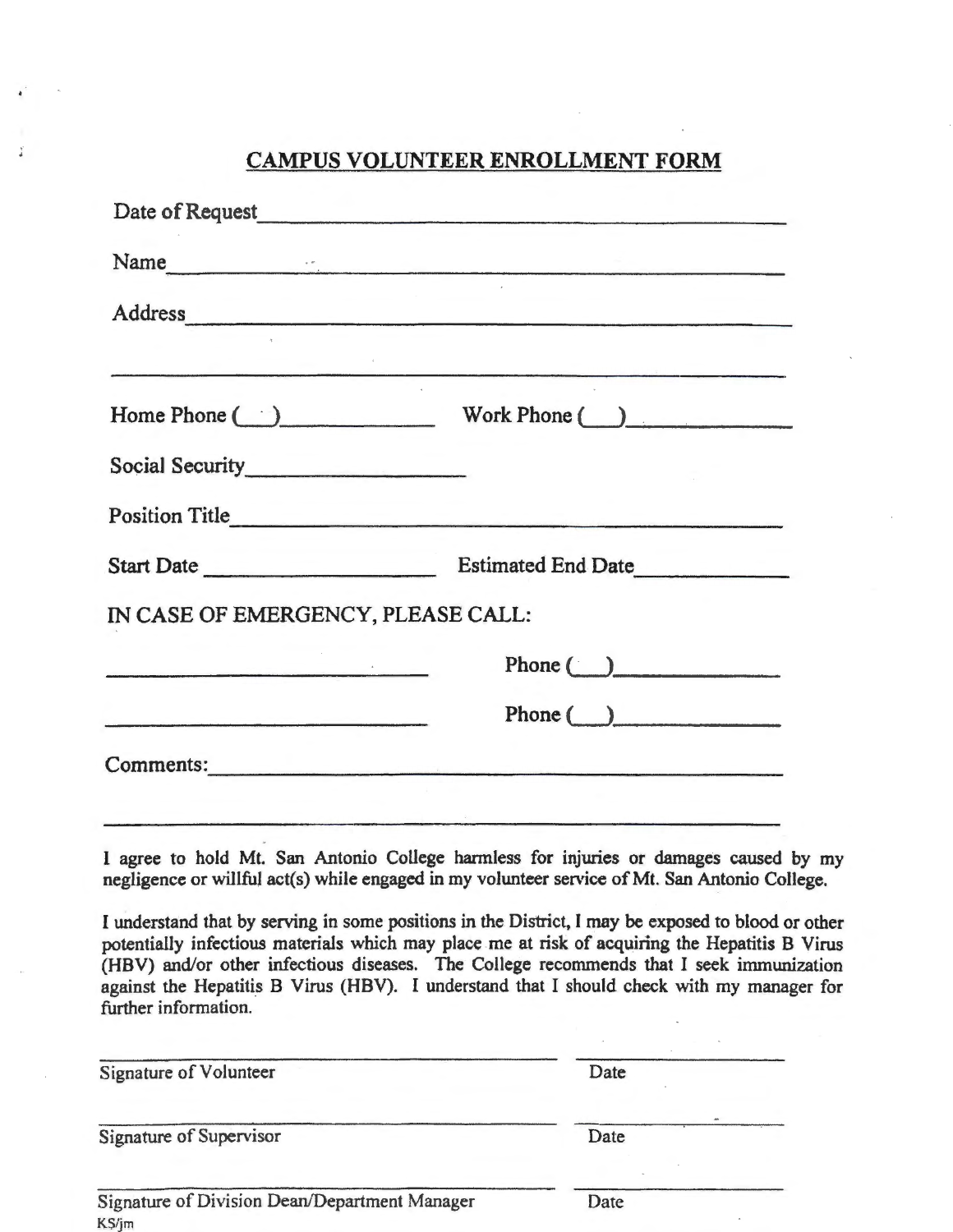# CAMPUS VOLUNTEER ENROLLMENT FORM

Date of Request________________________________________________

Name__________________________________________________________

Address________________________________________________________

______________________________________________________________

Home Phone (   )______________ Work Phone (   )______________

Social Security____________________

Position Title____________________________________________________

Start Date ______________________ Estimated End Date______________

IN CASE OF EMERGENCY, PLEASE CALL:

____________________________ Phone (   )______________

____________________________ Phone (   )______________

Comments:______________________________________________________

______________________________________________________________

I agree to hold Mt. San Antonio College harmless for injuries or damages caused by my negligence or willful act(s) while engaged in my volunteer service of Mt. San Antonio College.

I understand that by serving in some positions in the District, I may be exposed to blood or other potentially infectious materials which may place me at risk of acquiring the Hepatitis B Virus (HBV) and/or other infectious diseases. The College recommends that I seek immunization against the Hepatitis B Virus (HBV). I understand that I should check with my manager for further information.

______________________________________ ______________

Signature of Volunteer Date

______________________________________ ______________

Signature of Supervisor Date

______________________________________ ______________

Signature of Division Dean/Department Manager Date

KS/jm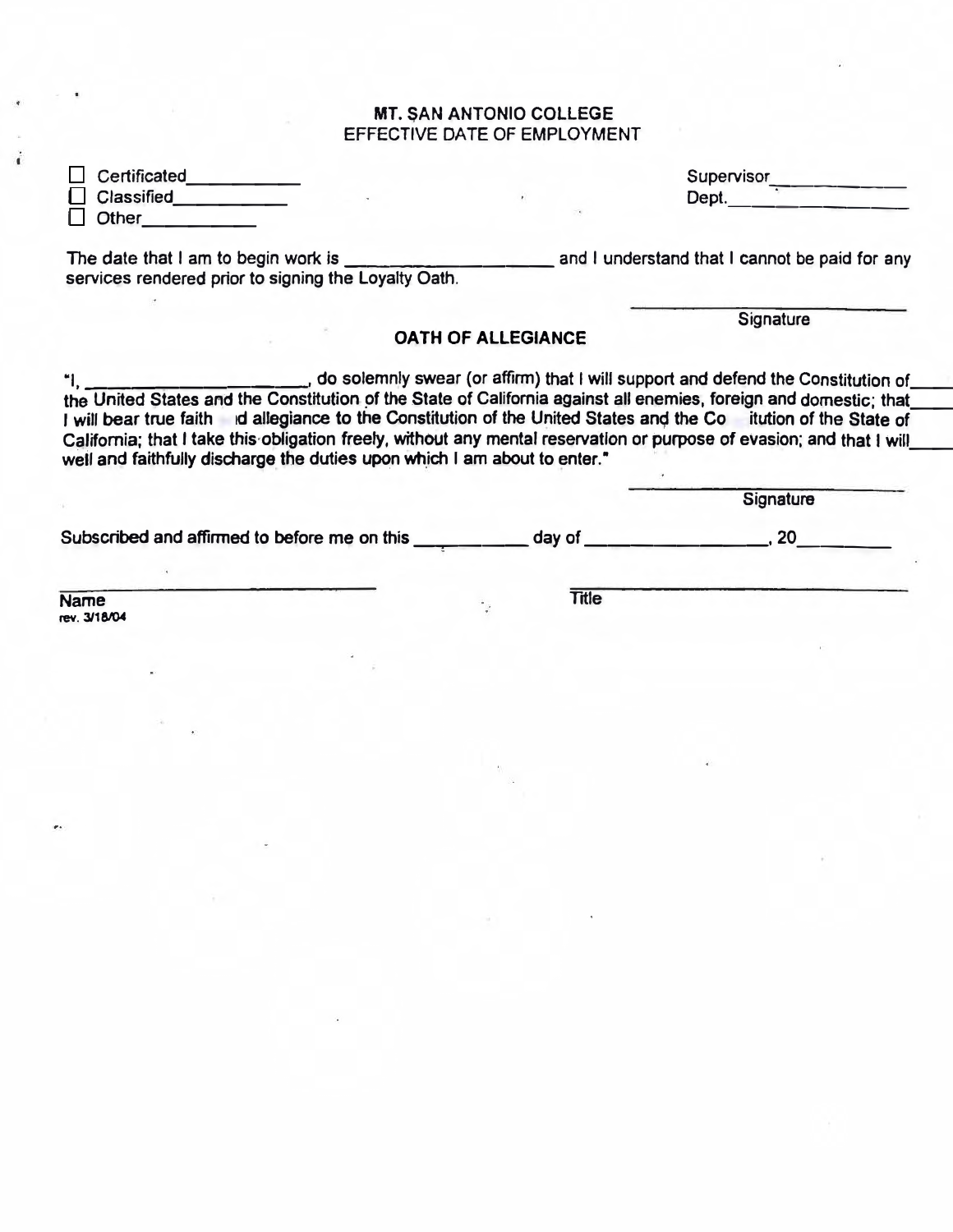**MT. SAN ANTONIO COLLEGE**
EFFECTIVE DATE OF EMPLOYMENT

☐ Certificated___________ Supervisor_____________
☐ Classified___________ Dept.________________
☐ Other___________

The date that I am to begin work is ____________________ and I understand that I cannot be paid for any services rendered prior to signing the Loyalty Oath.

______________________________
Signature

**OATH OF ALLEGIANCE**

"I, ____________________, do solemnly swear (or affirm) that I will support and defend the Constitution of the United States and the Constitution of the State of California against all enemies, foreign and domestic; that I will bear true faith and allegiance to the Constitution of the United States and the Constitution of the State of California; that I take this obligation freely, without any mental reservation or purpose of evasion; and that I will well and faithfully discharge the duties upon which I am about to enter."

______________________________
Signature

Subscribed and affirmed to before me on this ___________ day of _________________, 20_________

______________________________ ______________________________
Name Title

rev. 3/18/04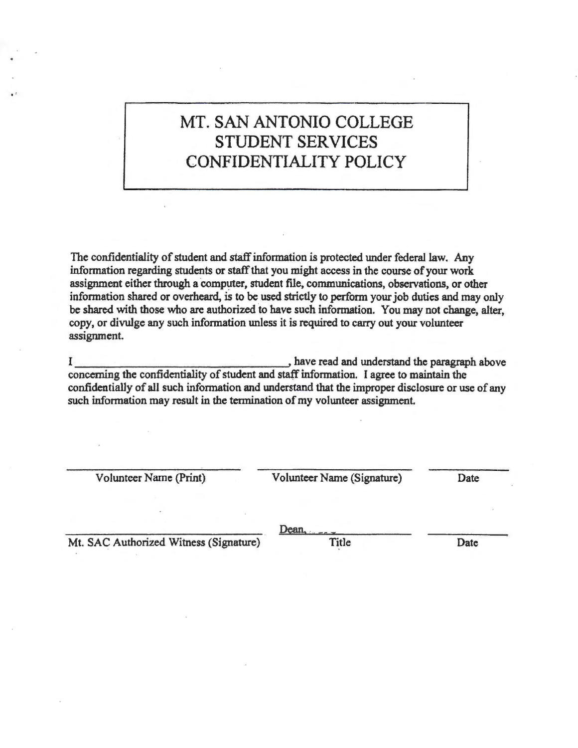# MT. SAN ANTONIO COLLEGE
# STUDENT SERVICES
# CONFIDENTIALITY POLICY

The confidentiality of student and staff information is protected under federal law. Any information regarding students or staff that you might access in the course of your work assignment either through a computer, student file, communications, observations, or other information shared or overheard, is to be used strictly to perform your job duties and may only be shared with those who are authorized to have such information. You may not change, alter, copy, or divulge any such information unless it is required to carry out your volunteer assignment.

I ____________________________________, have read and understand the paragraph above concerning the confidentiality of student and staff information. I agree to maintain the confidentially of all such information and understand that the improper disclosure or use of any such information may result in the termination of my volunteer assignment.

| ______________________ | ______________________ | __________ |
|---|---|---|
| Volunteer Name (Print) | Volunteer Name (Signature) | Date |

| ______________________ | Dean, ______________ | __________ |
|---|---|---|
| Mt. SAC Authorized Witness (Signature) | Title | Date |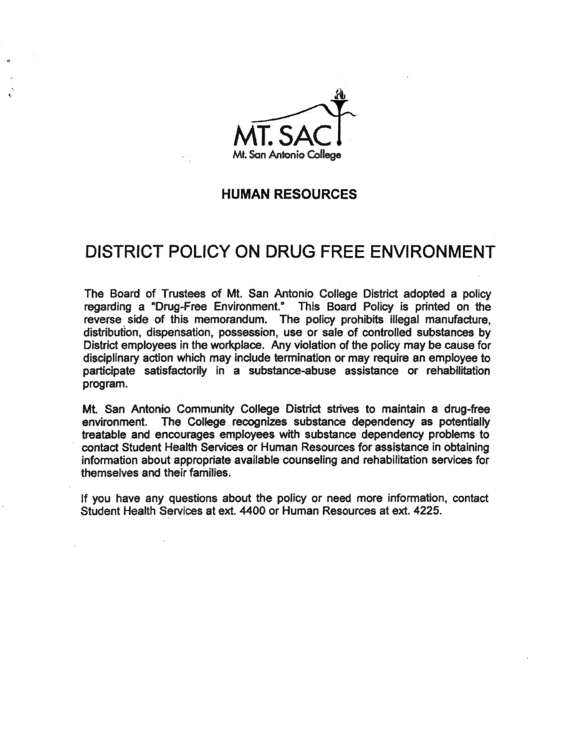MT. SAC
Mt. San Antonio College

**HUMAN RESOURCES**

# DISTRICT POLICY ON DRUG FREE ENVIRONMENT

The Board of Trustees of Mt. San Antonio College District adopted a policy regarding a "Drug-Free Environment." This Board Policy is printed on the reverse side of this memorandum. The policy prohibits illegal manufacture, distribution, dispensation, possession, use or sale of controlled substances by District employees in the workplace. Any violation of the policy may be cause for disciplinary action which may include termination or may require an employee to participate satisfactorily in a substance-abuse assistance or rehabilitation program.

Mt. San Antonio Community College District strives to maintain a drug-free environment. The College recognizes substance dependency as potentially treatable and encourages employees with substance dependency problems to contact Student Health Services or Human Resources for assistance in obtaining information about appropriate available counseling and rehabilitation services for themselves and their families.

If you have any questions about the policy or need more information, contact Student Health Services at ext. 4400 or Human Resources at ext. 4225.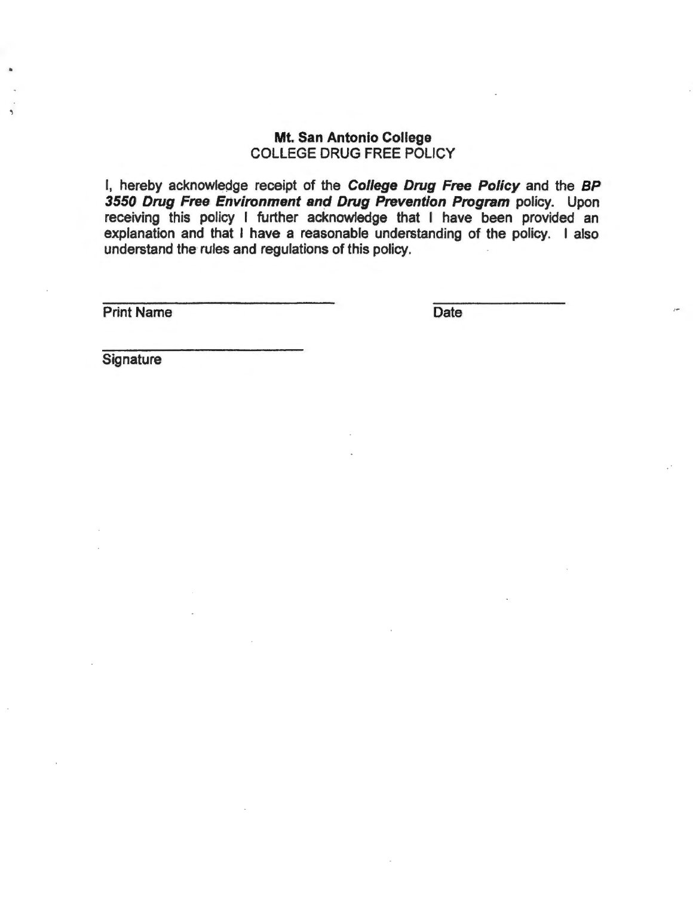**Mt. San Antonio College**
COLLEGE DRUG FREE POLICY

I, hereby acknowledge receipt of the ***College Drug Free Policy*** and the ***BP 3550 Drug Free Environment and Drug Prevention Program*** policy. Upon receiving this policy I further acknowledge that I have been provided an explanation and that I have a reasonable understanding of the policy. I also understand the rules and regulations of this policy.

\_\_\_\_\_\_\_\_\_\_\_\_\_\_\_\_\_\_\_\_\_\_\_\_\_\_\_\_\_\_ \_\_\_\_\_\_\_\_\_\_\_\_\_\_\_\_\_\_
Print Name Date

\_\_\_\_\_\_\_\_\_\_\_\_\_\_\_\_\_\_\_\_\_\_\_\_\_\_\_\_\_\_
Signature